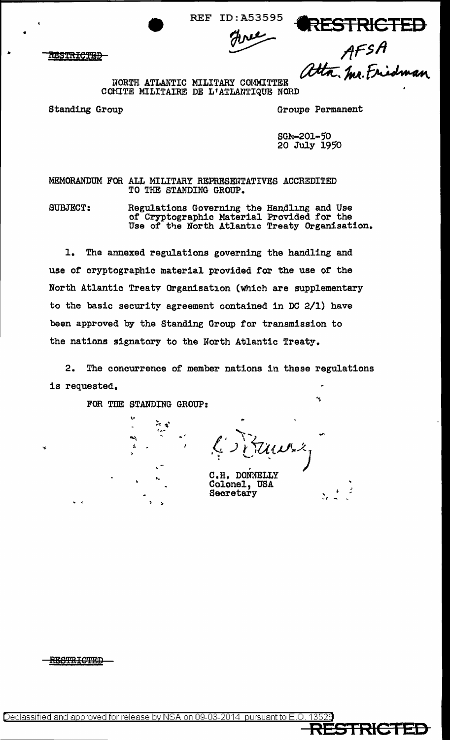REF ID:A53595

Three

RESTRICTED

RESTRICTED

AFSA
Attn. Mr. Friedman

NORTH ATLANTIC MILITARY COMMITTEE
COMITE MILITAIRE DE L'ATLANTIQUE NORD

Standing Group | Groupe Permanent

SGM-201-50
20 July 1950

MEMORANDUM FOR ALL MILITARY REPRESENTATIVES ACCREDITED TO THE STANDING GROUP.

SUBJECT: Regulations Governing the Handling and Use of Cryptographic Material Provided for the Use of the North Atlantic Treaty Organisation.

1. The annexed regulations governing the handling and use of cryptographic material provided for the use of the North Atlantic Treaty Organisation (which are supplementary to the basic security agreement contained in DC 2/1) have been approved by the Standing Group for transmission to the nations signatory to the North Atlantic Treaty.

2. The concurrence of member nations in these regulations is requested.

FOR THE STANDING GROUP:

C.H. DONNELLY
Colonel, USA
Secretary

RESTRICTED

Declassified and approved for release by NSA on 09-03-2014 pursuant to E.O. 13526

RESTRICTED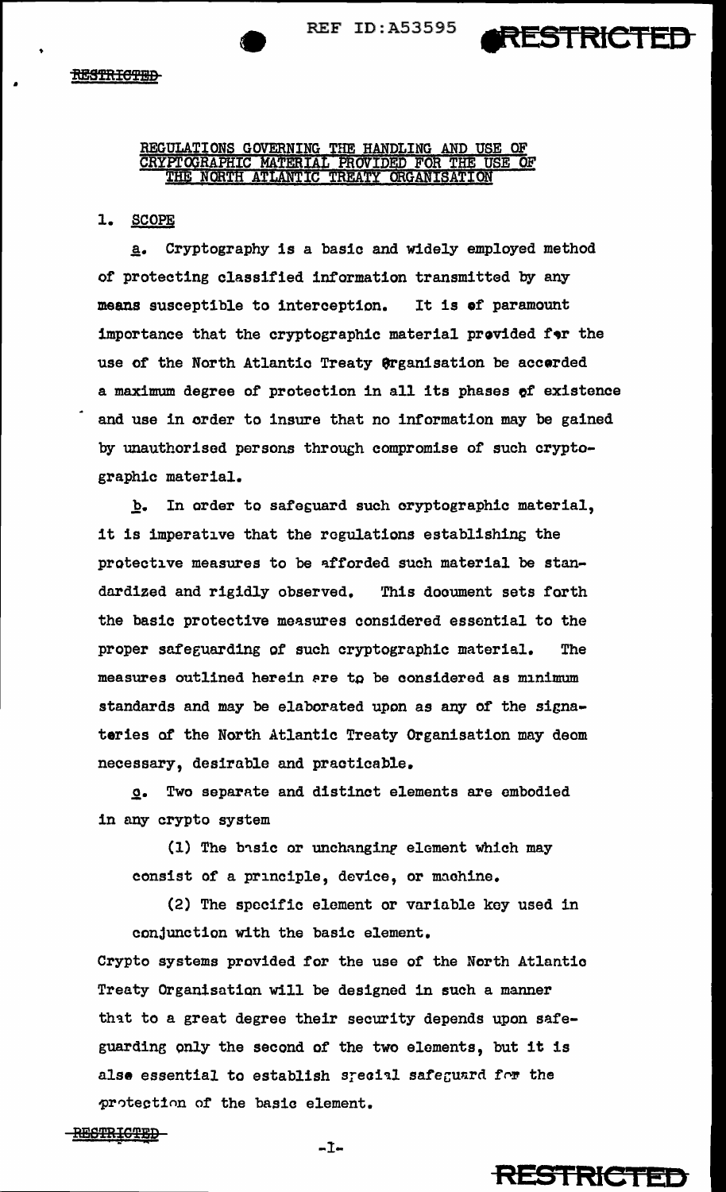## REGULATIONS GOVERNING THE HANDLING AND USE OF CRYPTOGRAPHIC MATERIAL PROVIDED FOR THE USE OF THE NORTH ATLANTIC TREATY ORGANISATION

### 1. SCOPE

a. Cryptography is a basic and widely employed method of protecting classified information transmitted by any means susceptible to interception. It is of paramount importance that the cryptographic material provided for the use of the North Atlantic Treaty Organisation be accorded a maximum degree of protection in all its phases of existence and use in order to insure that no information may be gained by unauthorised persons through compromise of such cryptographic material.

b. In order to safeguard such cryptographic material, it is imperative that the regulations establishing the protective measures to be afforded such material be standardized and rigidly observed. This document sets forth the basic protective measures considered essential to the proper safeguarding of such cryptographic material. The measures outlined herein are to be considered as minimum standards and may be elaborated upon as any of the signatories of the North Atlantic Treaty Organisation may deem necessary, desirable and practicable.

c. Two separate and distinct elements are embodied in any crypto system

(1) The basic or unchanging element which may consist of a principle, device, or machine.

(2) The specific element or variable key used in conjunction with the basic element.

Crypto systems provided for the use of the North Atlantic Treaty Organisation will be designed in such a manner that to a great degree their security depends upon safeguarding only the second of the two elements, but it is also essential to establish special safeguard for the protection of the basic element.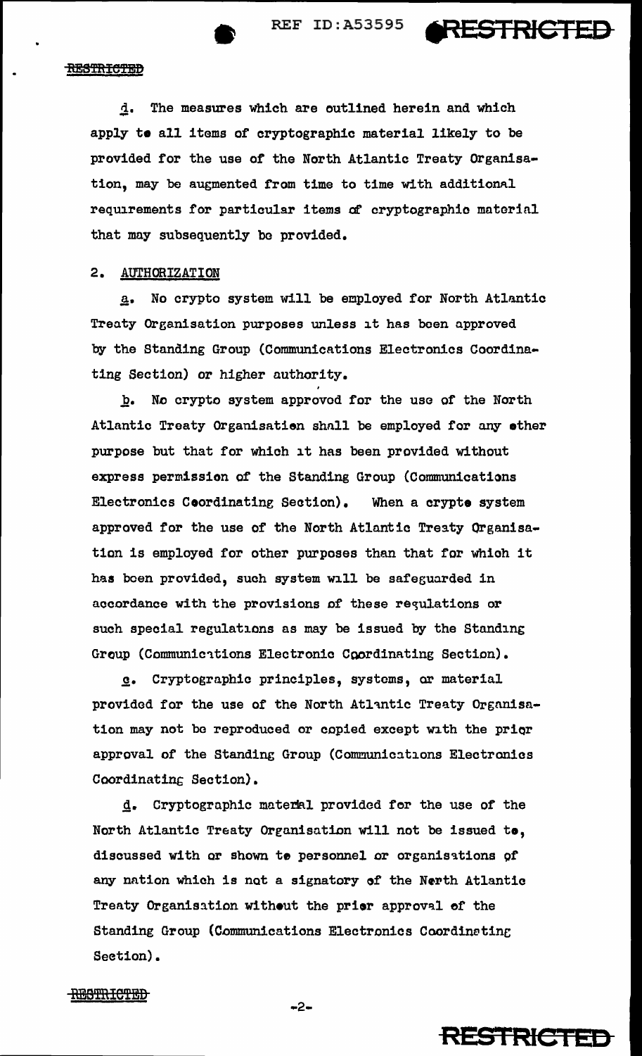d. The measures which are outlined herein and which apply to all items of cryptographic material likely to be provided for the use of the North Atlantic Treaty Organisation, may be augmented from time to time with additional requirements for particular items of cryptographic material that may subsequently be provided.

## 2. AUTHORIZATION

a. No crypto system will be employed for North Atlantic Treaty Organisation purposes unless it has been approved by the Standing Group (Communications Electronics Coordinating Section) or higher authority.

b. No crypto system approved for the use of the North Atlantic Treaty Organisation shall be employed for any other purpose but that for which it has been provided without express permission of the Standing Group (Communications Electronics Coordinating Section). When a crypto system approved for the use of the North Atlantic Treaty Organisation is employed for other purposes than that for which it has been provided, such system will be safeguarded in accordance with the provisions of these regulations or such special regulations as may be issued by the Standing Group (Communications Electronic Coordinating Section).

c. Cryptographic principles, systems, or material provided for the use of the North Atlantic Treaty Organisation may not be reproduced or copied except with the prior approval of the Standing Group (Communications Electronics Coordinating Section).

d. Cryptographic material provided for the use of the North Atlantic Treaty Organisation will not be issued to, discussed with or shown to personnel or organisations of any nation which is not a signatory of the North Atlantic Treaty Organisation without the prior approval of the Standing Group (Communications Electronics Coordinating Section).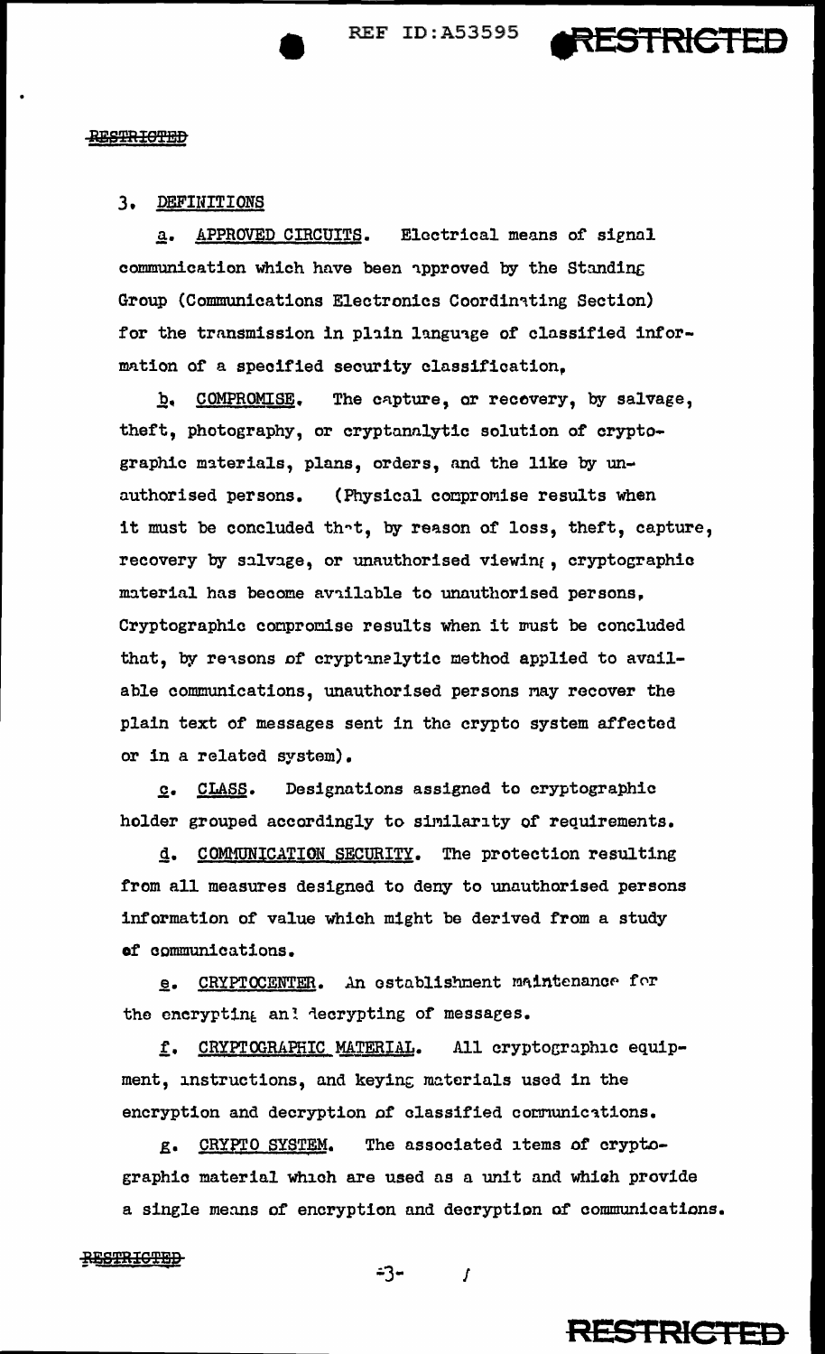### 3. DEFINITIONS

a. APPROVED CIRCUITS. Electrical means of signal communication which have been approved by the Standing Group (Communications Electronics Coordinating Section) for the transmission in plain language of classified information of a specified security classification.

b. COMPROMISE. The capture, or recovery, by salvage, theft, photography, or cryptanalytic solution of cryptographic materials, plans, orders, and the like by unauthorised persons. (Physical compromise results when it must be concluded that, by reason of loss, theft, capture, recovery by salvage, or unauthorised viewing, cryptographic material has become available to unauthorised persons. Cryptographic compromise results when it must be concluded that, by reasons of cryptanalytic method applied to available communications, unauthorised persons may recover the plain text of messages sent in the crypto system affected or in a related system).

c. CLASS. Designations assigned to cryptographic holder grouped accordingly to similarity of requirements.

d. COMMUNICATION SECURITY. The protection resulting from all measures designed to deny to unauthorised persons information of value which might be derived from a study of communications.

e. CRYPTOCENTER. An establishment maintenance for the encrypting and decrypting of messages.

f. CRYPTOGRAPHIC MATERIAL. All cryptographic equipment, instructions, and keying materials used in the encryption and decryption of classified communications.

g. CRYPTO SYSTEM. The associated items of cryptographic material which are used as a unit and which provide a single means of encryption and decryption of communications.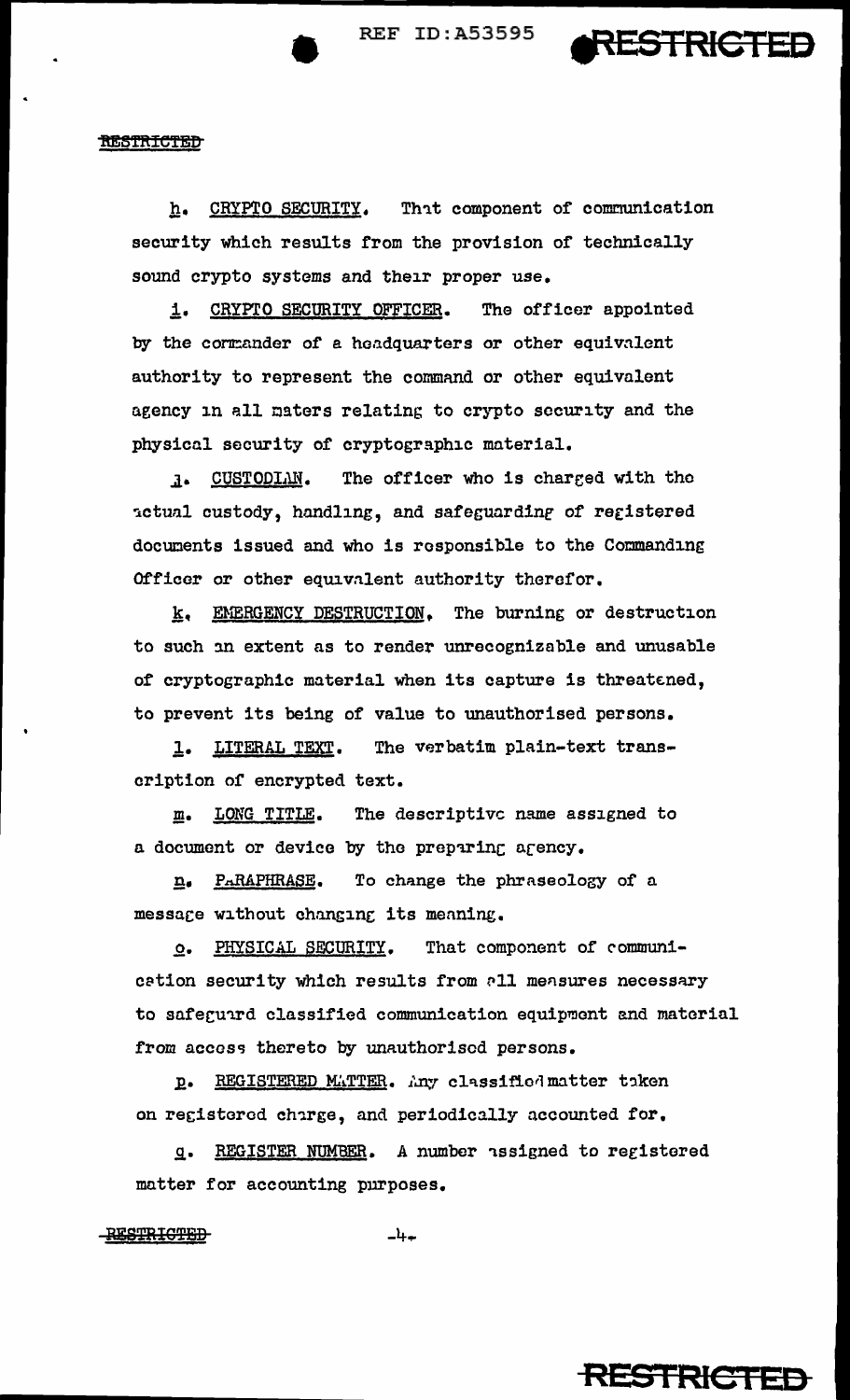h. CRYPTO SECURITY. That component of communication security which results from the provision of technically sound crypto systems and their proper use.

i. CRYPTO SECURITY OFFICER. The officer appointed by the commander of a headquarters or other equivalent authority to represent the command or other equivalent agency in all maters relating to crypto security and the physical security of cryptographic material.

j. CUSTODIAN. The officer who is charged with the actual custody, handling, and safeguarding of registered documents issued and who is responsible to the Commanding Officer or other equivalent authority therefor.

k. EMERGENCY DESTRUCTION. The burning or destruction to such an extent as to render unrecognizable and unusable of cryptographic material when its capture is threatened, to prevent its being of value to unauthorised persons.

l. LITERAL TEXT. The verbatim plain-text transcription of encrypted text.

m. LONG TITLE. The descriptive name assigned to a document or device by the preparing agency.

n. PARAPHRASE. To change the phraseology of a message without changing its meaning.

o. PHYSICAL SECURITY. That component of communication security which results from all measures necessary to safeguard classified communication equipment and material from access thereto by unauthorised persons.

p. REGISTERED MATTER. Any classified matter taken on registered charge, and periodically accounted for.

q. REGISTER NUMBER. A number assigned to registered matter for accounting purposes.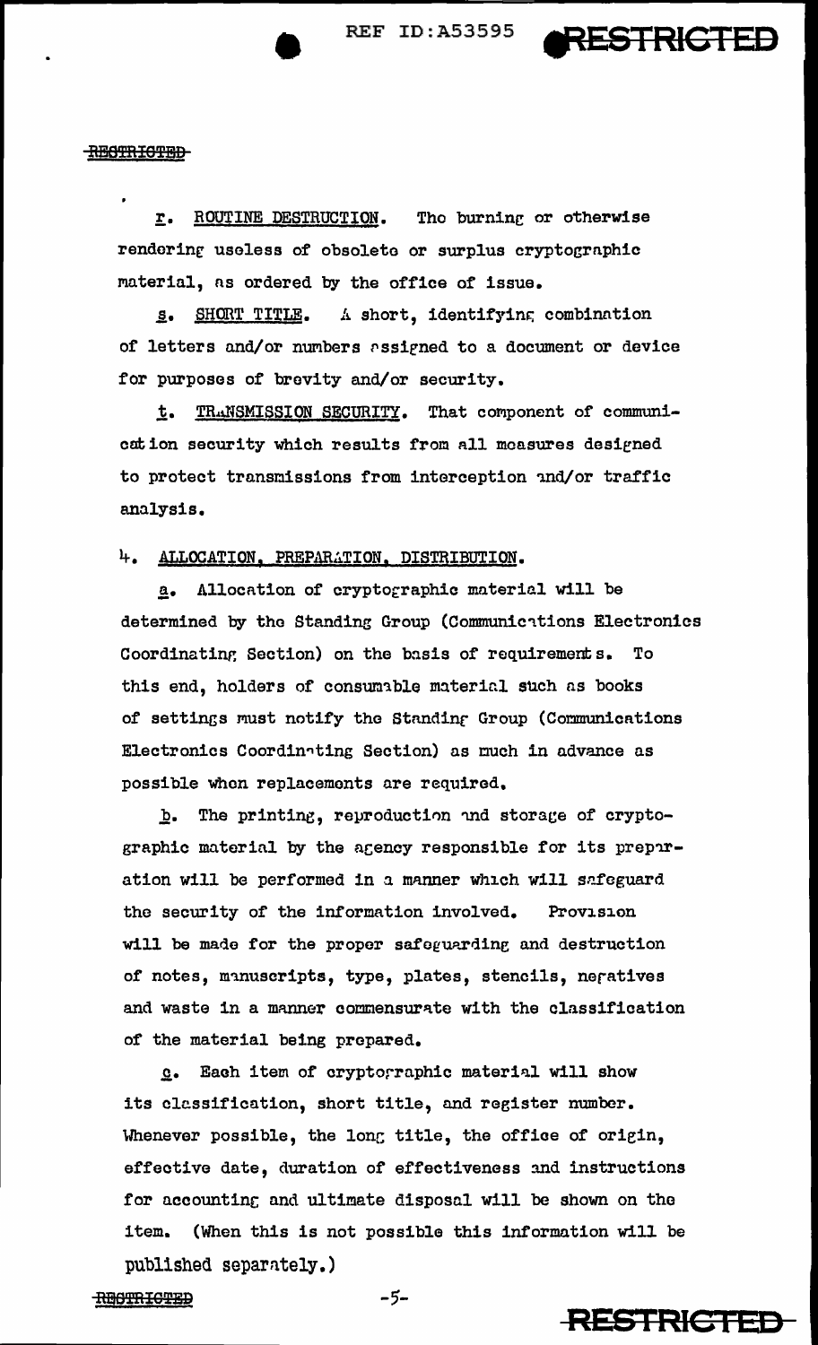**r.** ROUTINE DESTRUCTION. The burning or otherwise rendering useless of obsolete or surplus cryptographic material, as ordered by the office of issue.

**s.** SHORT TITLE. A short, identifying combination of letters and/or numbers assigned to a document or device for purposes of brevity and/or security.

**t.** TRANSMISSION SECURITY. That component of communication security which results from all measures designed to protect transmissions from interception and/or traffic analysis.

## 4. ALLOCATION, PREPARATION, DISTRIBUTION.

**a.** Allocation of cryptographic material will be determined by the Standing Group (Communications Electronics Coordinating Section) on the basis of requirements. To this end, holders of consumable material such as books of settings must notify the Standing Group (Communications Electronics Coordinating Section) as much in advance as possible when replacements are required.

**b.** The printing, reproduction and storage of cryptographic material by the agency responsible for its preparation will be performed in a manner which will safeguard the security of the information involved. Provision will be made for the proper safeguarding and destruction of notes, manuscripts, type, plates, stencils, negatives and waste in a manner commensurate with the classification of the material being prepared.

**c.** Each item of cryptographic material will show its classification, short title, and register number. Whenever possible, the long title, the office of origin, effective date, duration of effectiveness and instructions for accounting and ultimate disposal will be shown on the item. (When this is not possible this information will be published separately.)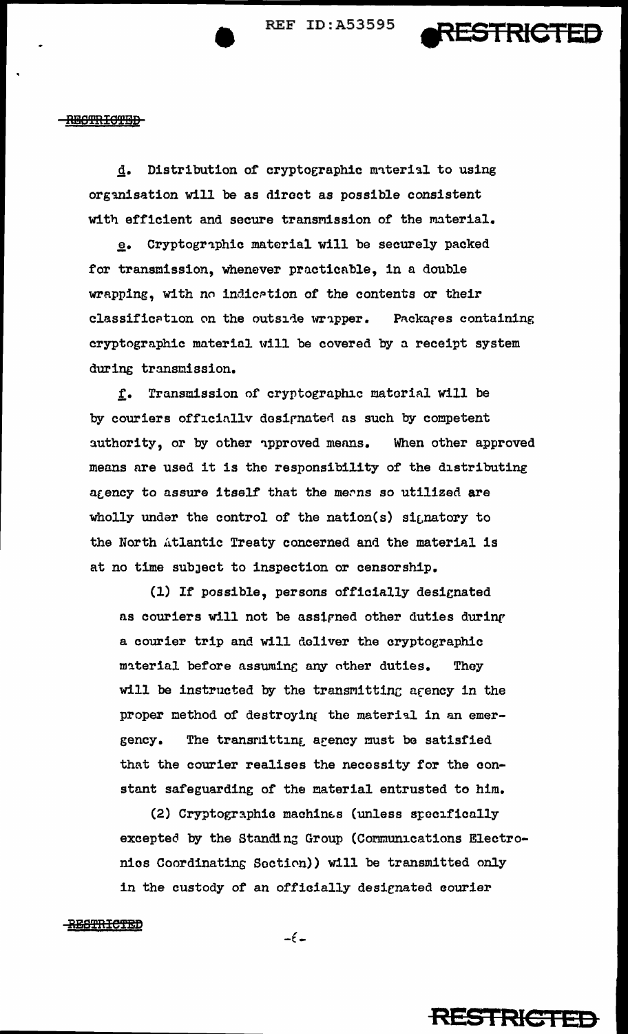d. Distribution of cryptographic material to using organisation will be as direct as possible consistent with efficient and secure transmission of the material.

e. Cryptographic material will be securely packed for transmission, whenever practicable, in a double wrapping, with no indication of the contents or their classification on the outside wrapper. Packages containing cryptographic material will be covered by a receipt system during transmission.

f. Transmission of cryptographic material will be by couriers officially designated as such by competent authority, or by other approved means. When other approved means are used it is the responsibility of the distributing agency to assure itself that the means so utilized are wholly under the control of the nation(s) signatory to the North Atlantic Treaty concerned and the material is at no time subject to inspection or censorship.

(1) If possible, persons officially designated as couriers will not be assigned other duties during a courier trip and will deliver the cryptographic material before assuming any other duties. They will be instructed by the transmitting agency in the proper method of destroying the material in an emergency. The transmitting agency must be satisfied that the courier realises the necessity for the constant safeguarding of the material entrusted to him.

(2) Cryptographic machines (unless specifically excepted by the Standing Group (Communications Electronics Coordinating Section)) will be transmitted only in the custody of an officially designated courier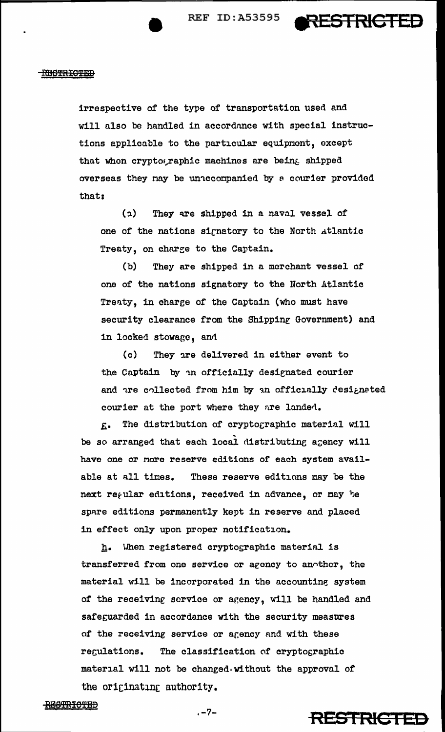irrespective of the type of transportation used and will also be handled in accordance with special instructions applicable to the particular equipment, except that when cryptographic machines are being shipped overseas they may be unaccompanied by a courier provided that:

(a) They are shipped in a naval vessel of one of the nations signatory to the North Atlantic Treaty, on charge to the Captain.

(b) They are shipped in a merchant vessel of one of the nations signatory to the North Atlantic Treaty, in charge of the Captain (who must have security clearance from the Shipping Government) and in locked stowage, and

(c) They are delivered in either event to the Captain by an officially designated courier and are collected from him by an officially designated courier at the port where they are landed.

g. The distribution of cryptographic material will be so arranged that each local distributing agency will have one or more reserve editions of each system available at all times. These reserve editions may be the next regular editions, received in advance, or may be spare editions permanently kept in reserve and placed in effect only upon proper notification.

h. When registered cryptographic material is transferred from one service or agency to another, the material will be incorporated in the accounting system of the receiving service or agency, will be handled and safeguarded in accordance with the security measures of the receiving service or agency and with these regulations. The classification of cryptographic material will not be changed without the approval of the originating authority.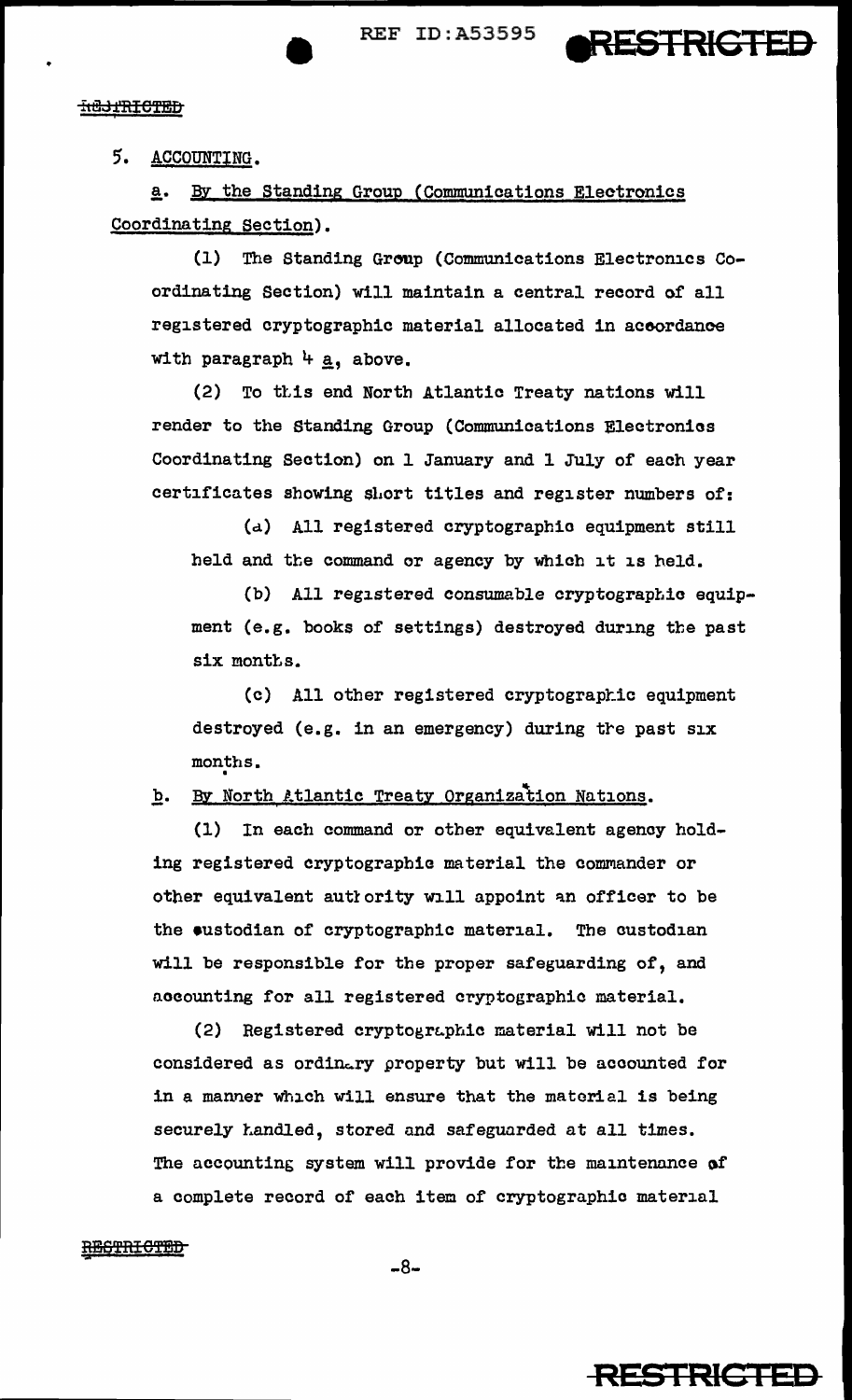5. ACCOUNTING.

a. By the Standing Group (Communications Electronics Coordinating Section).

(1) The Standing Group (Communications Electronics Coordinating Section) will maintain a central record of all registered cryptographic material allocated in accordance with paragraph 4 a, above.

(2) To this end North Atlantic Treaty nations will render to the Standing Group (Communications Electronics Coordinating Section) on 1 January and 1 July of each year certificates showing short titles and register numbers of:

(a) All registered cryptographic equipment still held and the command or agency by which it is held.

(b) All registered consumable cryptographic equipment (e.g. books of settings) destroyed during the past six months.

(c) All other registered cryptographic equipment destroyed (e.g. in an emergency) during the past six months.

b. By North Atlantic Treaty Organization Nations.

(1) In each command or other equivalent agency holding registered cryptographic material the commander or other equivalent authority will appoint an officer to be the custodian of cryptographic material. The custodian will be responsible for the proper safeguarding of, and accounting for all registered cryptographic material.

(2) Registered cryptographic material will not be considered as ordinary property but will be accounted for in a manner which will ensure that the material is being securely handled, stored and safeguarded at all times. The accounting system will provide for the maintenance of a complete record of each item of cryptographic material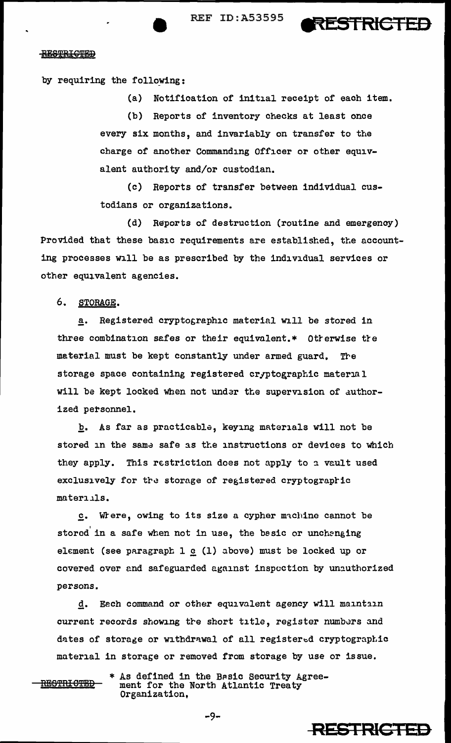by requiring the following:

(a) Notification of initial receipt of each item.

(b) Reports of inventory checks at least once every six months, and invariably on transfer to the charge of another Commanding Officer or other equivalent authority and/or custodian.

(c) Reports of transfer between individual custodians or organizations.

(d) Reports of destruction (routine and emergency)

Provided that these basic requirements are established, the accounting processes will be as prescribed by the individual services or other equivalent agencies.

6. STORAGE.

a. Registered cryptographic material will be stored in three combination safes or their equivalent.* Otherwise the material must be kept constantly under armed guard. The storage space containing registered cryptographic material will be kept locked when not under the supervision of authorized personnel.

b. As far as practicable, keying materials will not be stored in the same safe as the instructions or devices to which they apply. This restriction does not apply to a vault used exclusively for the storage of registered cryptographic materials.

c. Where, owing to its size a cypher machine cannot be stored in a safe when not in use, the basic or unchanging element (see paragraph 1 c (1) above) must be locked up or covered over and safeguarded against inspection by unauthorized persons.

d. Each command or other equivalent agency will maintain current records showing the short title, register numbers and dates of storage or withdrawal of all registered cryptographic material in storage or removed from storage by use or issue.

\* As defined in the Basic Security Agreement for the North Atlantic Treaty Organization.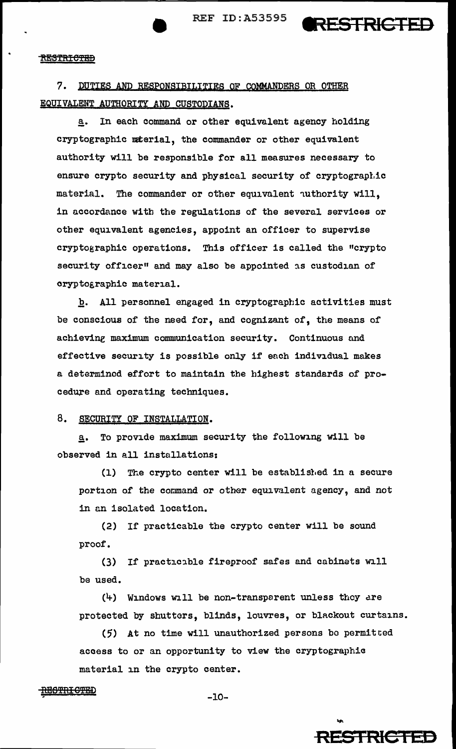## 7. DUTIES AND RESPONSIBILITIES OF COMMANDERS OR OTHER EQUIVALENT AUTHORITY AND CUSTODIANS.

a. In each command or other equivalent agency holding cryptographic material, the commander or other equivalent authority will be responsible for all measures necessary to ensure crypto security and physical security of cryptographic material. The commander or other equivalent authority will, in accordance with the regulations of the several services or other equivalent agencies, appoint an officer to supervise cryptographic operations. This officer is called the "crypto security officer" and may also be appointed as custodian of cryptographic material.

b. All personnel engaged in cryptographic activities must be conscious of the need for, and cognizant of, the means of achieving maximum communication security. Continuous and effective security is possible only if each individual makes a determined effort to maintain the highest standards of procedure and operating techniques.

## 8. SECURITY OF INSTALLATION.

a. To provide maximum security the following will be observed in all installations:

(1) The crypto center will be established in a secure portion of the command or other equivalent agency, and not in an isolated location.

(2) If practicable the crypto center will be sound proof.

(3) If practicable fireproof safes and cabinets will be used.

(4) Windows will be non-transparent unless they are protected by shutters, blinds, louvres, or blackout curtains.

(5) At no time will unauthorized persons be permitted access to or an opportunity to view the cryptographic material in the crypto center.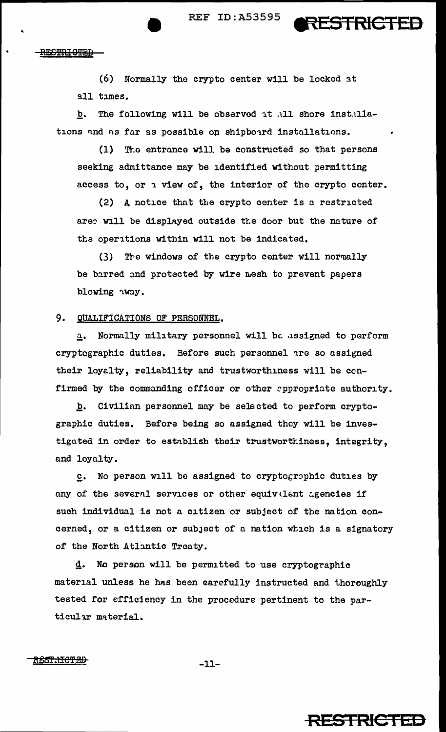(6) Normally the crypto center will be locked at all times.

b. The following will be observed at all shore installations and as far as possible on shipboard installations.

(1) The entrance will be constructed so that persons seeking admittance may be identified without permitting access to, or a view of, the interior of the crypto center.

(2) A notice that the crypto center is a restricted area will be displayed outside the door but the nature of the operations within will not be indicated.

(3) The windows of the crypto center will normally be barred and protected by wire mesh to prevent papers blowing away.

9. QUALIFICATIONS OF PERSONNEL.

a. Normally military personnel will be assigned to perform cryptographic duties. Before such personnel are so assigned their loyalty, reliability and trustworthiness will be confirmed by the commanding officer or other appropriate authority.

b. Civilian personnel may be selected to perform cryptographic duties. Before being so assigned they will be investigated in order to establish their trustworthiness, integrity, and loyalty.

c. No person will be assigned to cryptographic duties by any of the several services or other equivalent agencies if such individual is not a citizen or subject of the nation concerned, or a citizen or subject of a nation which is a signatory of the North Atlantic Treaty.

d. No person will be permitted to use cryptographic material unless he has been carefully instructed and thoroughly tested for efficiency in the procedure pertinent to the particular material.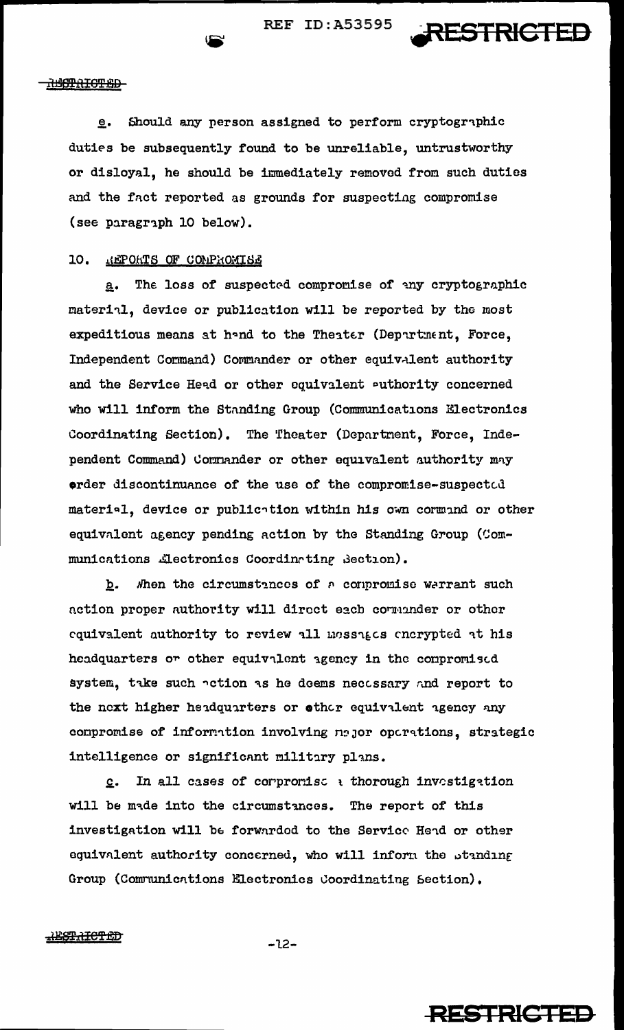e. Should any person assigned to perform cryptographic duties be subsequently found to be unreliable, untrustworthy or disloyal, he should be immediately removed from such duties and the fact reported as grounds for suspecting compromise (see paragraph 10 below).

## 10. REPORTS OF COMPROMISE

a. The loss of suspected compromise of any cryptographic material, device or publication will be reported by the most expeditious means at hand to the Theater (Department, Force, Independent Command) Commander or other equivalent authority and the Service Head or other equivalent authority concerned who will inform the Standing Group (Communications Electronics Coordinating Section). The Theater (Department, Force, Independent Command) Commander or other equivalent authority may order discontinuance of the use of the compromise-suspected material, device or publication within his own command or other equivalent agency pending action by the Standing Group (Communications Electronics Coordinating Section).

b. When the circumstances of a compromise warrant such action proper authority will direct each commander or other equivalent authority to review all messages encrypted at his headquarters or other equivalent agency in the compromised system, take such action as he deems necessary and report to the next higher headquarters or other equivalent agency any compromise of information involving major operations, strategic intelligence or significant military plans.

c. In all cases of compromise a thorough investigation will be made into the circumstances. The report of this investigation will be forwarded to the Service Head or other equivalent authority concerned, who will inform the Standing Group (Communications Electronics Coordinating Section).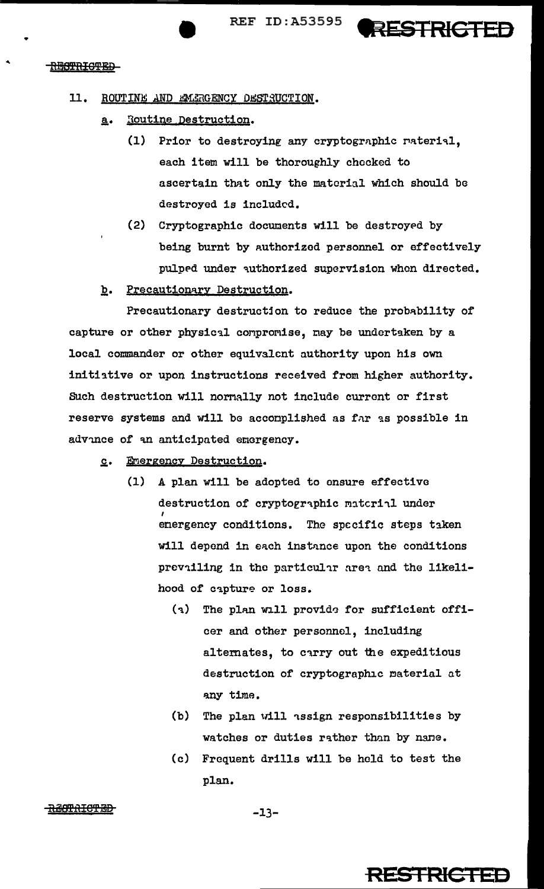## 11. ROUTINE AND EMERGENCY DESTRUCTION.

a. Routine Destruction.

(1) Prior to destroying any cryptographic material, each item will be thoroughly checked to ascertain that only the material which should be destroyed is included.

(2) Cryptographic documents will be destroyed by being burnt by authorized personnel or effectively pulped under authorized supervision when directed.

b. Precautionary Destruction.

Precautionary destruction to reduce the probability of capture or other physical compromise, may be undertaken by a local commander or other equivalent authority upon his own initiative or upon instructions received from higher authority. Such destruction will normally not include current or first reserve systems and will be accomplished as far as possible in advance of an anticipated emergency.

c. Emergency Destruction.

(1) A plan will be adopted to ensure effective destruction of cryptographic material under emergency conditions. The specific steps taken will depend in each instance upon the conditions prevailing in the particular area and the likelihood of capture or loss.

(a) The plan will provide for sufficient officer and other personnel, including alternates, to carry out the expeditious destruction of cryptographic material at any time.

(b) The plan will assign responsibilities by watches or duties rather than by name.

(c) Frequent drills will be held to test the plan.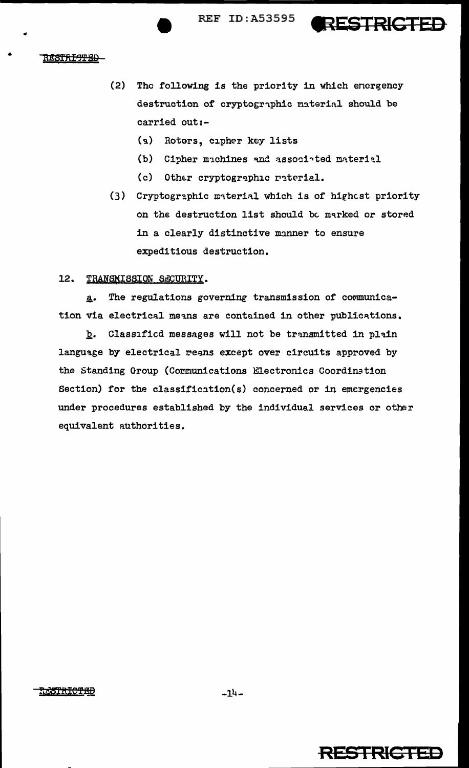(2) The following is the priority in which emergency destruction of cryptographic material should be carried out:-

(a) Rotors, cipher key lists

(b) Cipher machines and associated material

(c) Other cryptographic material.

(3) Cryptographic material which is of highest priority on the destruction list should be marked or stored in a clearly distinctive manner to ensure expeditious destruction.

12. TRANSMISSION SECURITY.

a. The regulations governing transmission of communication via electrical means are contained in other publications.

b. Classified messages will not be transmitted in plain language by electrical means except over circuits approved by the Standing Group (Communications Electronics Coordination Section) for the classification(s) concerned or in emergencies under procedures established by the individual services or other equivalent authorities.